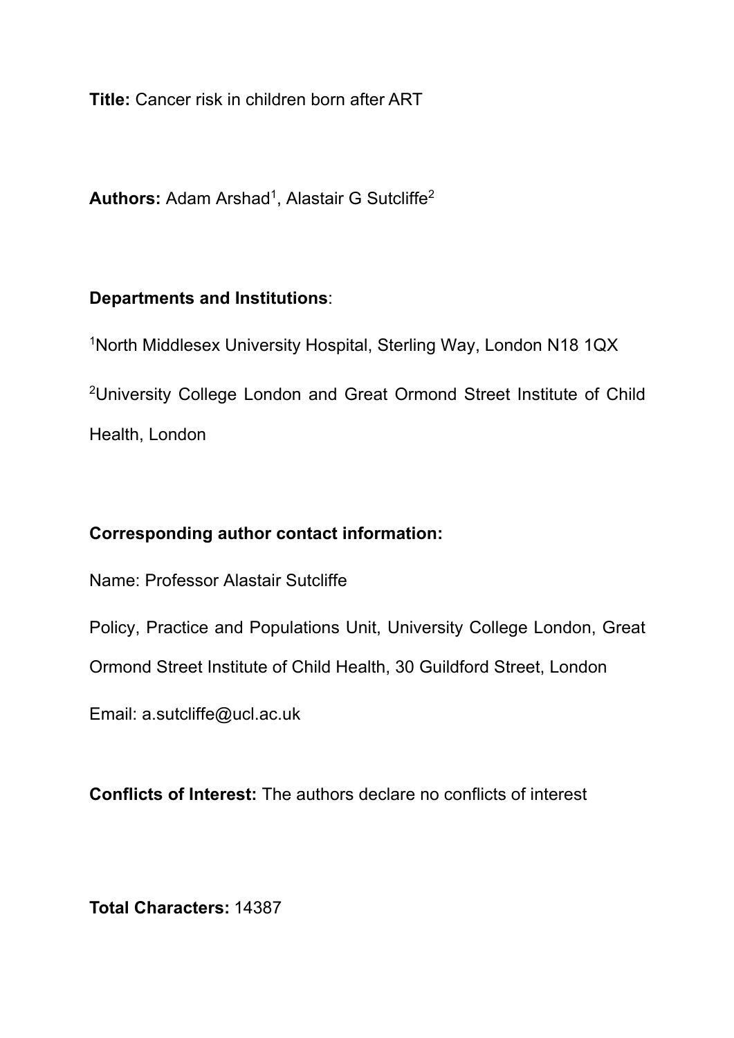**Title:** Cancer risk in children born after ART

**Authors:** Adam Arshad[1], Alastair G Sutcliffe[2]

**Departments and Institutions**:

[1]North Middlesex University Hospital, Sterling Way, London N18 1QX

[2]University College London and Great Ormond Street Institute of Child Health, London

**Corresponding author contact information:**

Name: Professor Alastair Sutcliffe

Policy, Practice and Populations Unit, University College London, Great Ormond Street Institute of Child Health, 30 Guildford Street, London

Email: a.sutcliffe@ucl.ac.uk

**Conflicts of Interest:** The authors declare no conflicts of interest

**Total Characters:** 14387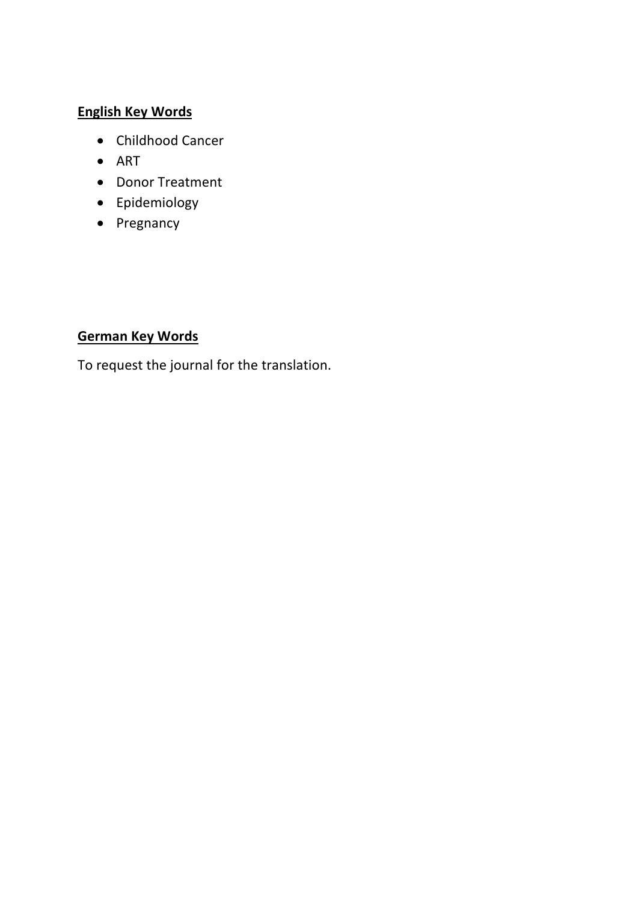**English Key Words**

- Childhood Cancer
- ART
- Donor Treatment
- Epidemiology
- Pregnancy

**German Key Words**

To request the journal for the translation.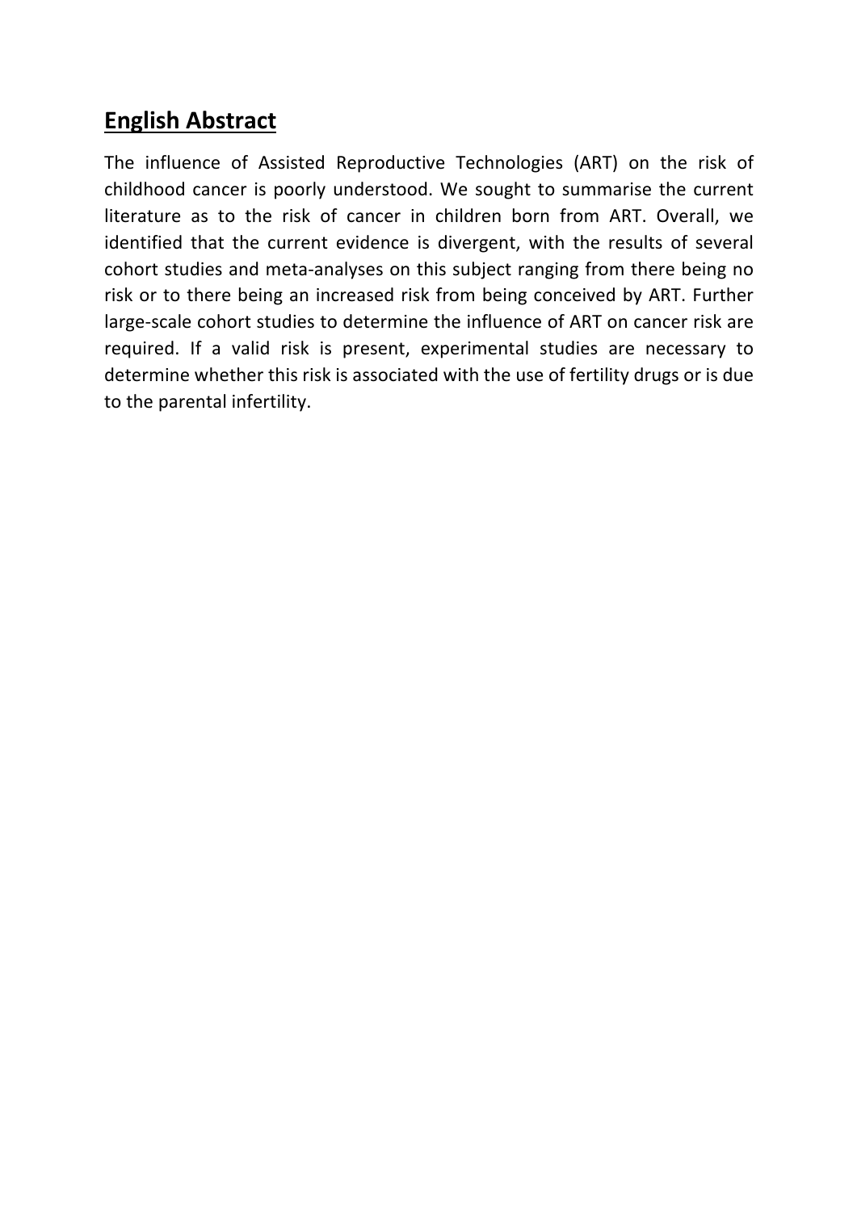## English Abstract

The influence of Assisted Reproductive Technologies (ART) on the risk of childhood cancer is poorly understood. We sought to summarise the current literature as to the risk of cancer in children born from ART. Overall, we identified that the current evidence is divergent, with the results of several cohort studies and meta-analyses on this subject ranging from there being no risk or to there being an increased risk from being conceived by ART. Further large-scale cohort studies to determine the influence of ART on cancer risk are required. If a valid risk is present, experimental studies are necessary to determine whether this risk is associated with the use of fertility drugs or is due to the parental infertility.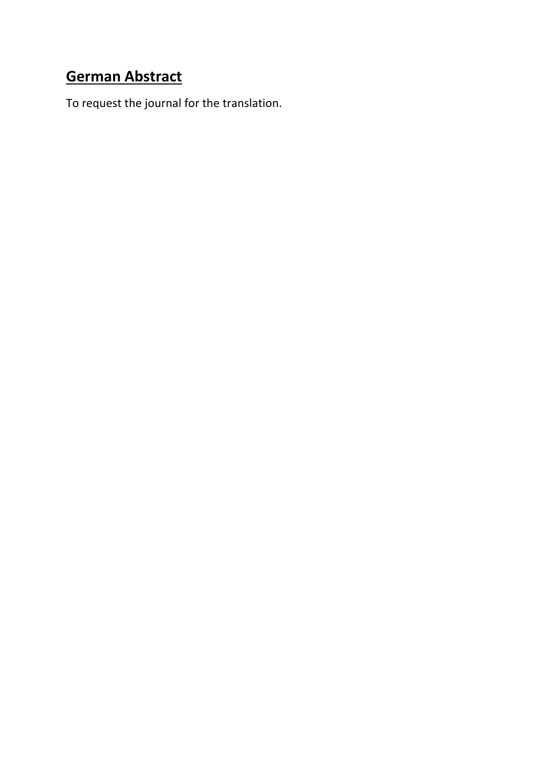## **German Abstract**

To request the journal for the translation.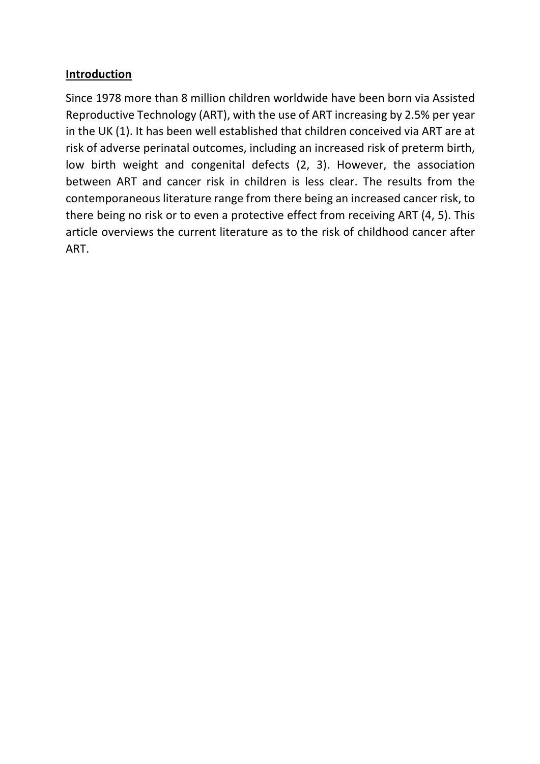## Introduction

Since 1978 more than 8 million children worldwide have been born via Assisted Reproductive Technology (ART), with the use of ART increasing by 2.5% per year in the UK (1). It has been well established that children conceived via ART are at risk of adverse perinatal outcomes, including an increased risk of preterm birth, low birth weight and congenital defects (2, 3). However, the association between ART and cancer risk in children is less clear. The results from the contemporaneous literature range from there being an increased cancer risk, to there being no risk or to even a protective effect from receiving ART (4, 5). This article overviews the current literature as to the risk of childhood cancer after ART.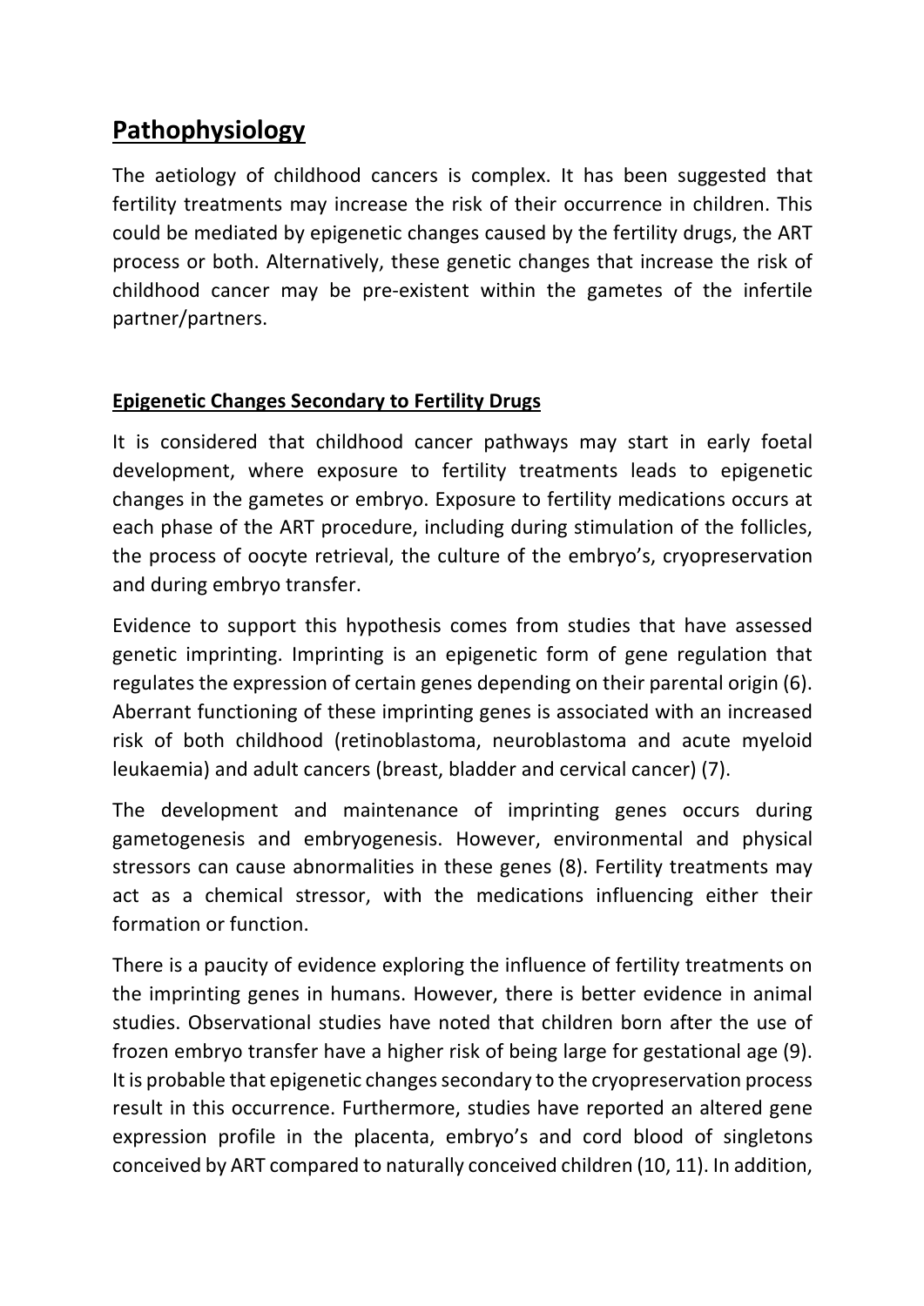## Pathophysiology

The aetiology of childhood cancers is complex. It has been suggested that fertility treatments may increase the risk of their occurrence in children. This could be mediated by epigenetic changes caused by the fertility drugs, the ART process or both. Alternatively, these genetic changes that increase the risk of childhood cancer may be pre-existent within the gametes of the infertile partner/partners.

### Epigenetic Changes Secondary to Fertility Drugs

It is considered that childhood cancer pathways may start in early foetal development, where exposure to fertility treatments leads to epigenetic changes in the gametes or embryo. Exposure to fertility medications occurs at each phase of the ART procedure, including during stimulation of the follicles, the process of oocyte retrieval, the culture of the embryo's, cryopreservation and during embryo transfer.

Evidence to support this hypothesis comes from studies that have assessed genetic imprinting. Imprinting is an epigenetic form of gene regulation that regulates the expression of certain genes depending on their parental origin (6). Aberrant functioning of these imprinting genes is associated with an increased risk of both childhood (retinoblastoma, neuroblastoma and acute myeloid leukaemia) and adult cancers (breast, bladder and cervical cancer) (7).

The development and maintenance of imprinting genes occurs during gametogenesis and embryogenesis. However, environmental and physical stressors can cause abnormalities in these genes (8). Fertility treatments may act as a chemical stressor, with the medications influencing either their formation or function.

There is a paucity of evidence exploring the influence of fertility treatments on the imprinting genes in humans. However, there is better evidence in animal studies. Observational studies have noted that children born after the use of frozen embryo transfer have a higher risk of being large for gestational age (9). It is probable that epigenetic changes secondary to the cryopreservation process result in this occurrence. Furthermore, studies have reported an altered gene expression profile in the placenta, embryo's and cord blood of singletons conceived by ART compared to naturally conceived children (10, 11). In addition,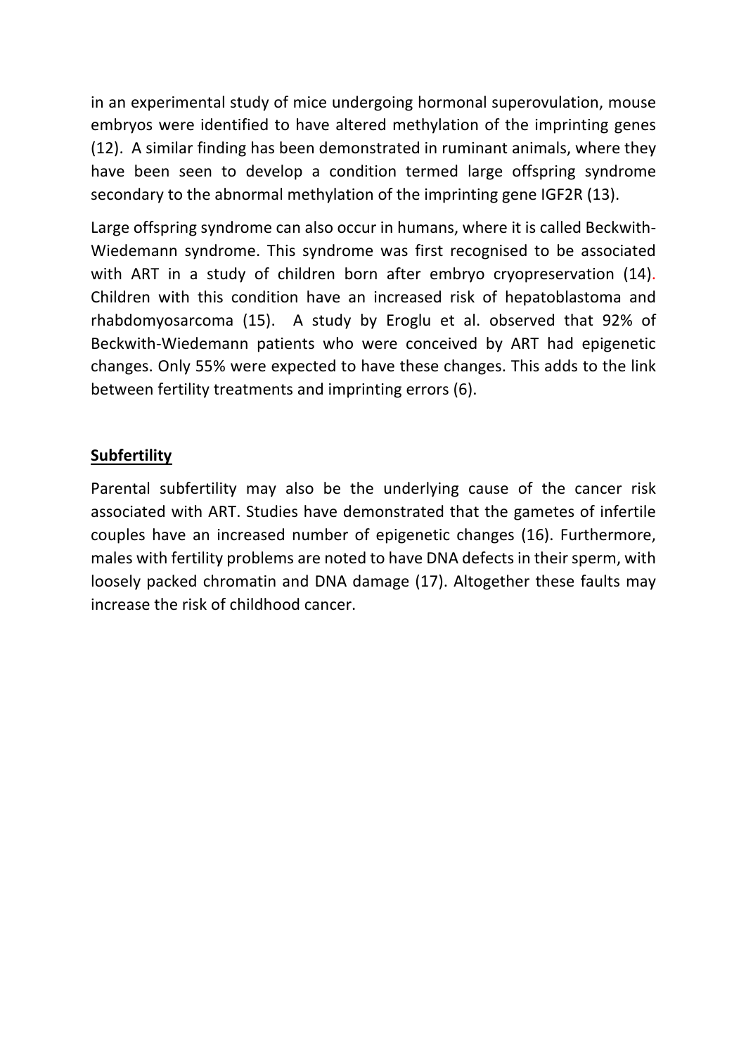in an experimental study of mice undergoing hormonal superovulation, mouse embryos were identified to have altered methylation of the imprinting genes (12). A similar finding has been demonstrated in ruminant animals, where they have been seen to develop a condition termed large offspring syndrome secondary to the abnormal methylation of the imprinting gene IGF2R (13).

Large offspring syndrome can also occur in humans, where it is called Beckwith-Wiedemann syndrome. This syndrome was first recognised to be associated with ART in a study of children born after embryo cryopreservation (14). Children with this condition have an increased risk of hepatoblastoma and rhabdomyosarcoma (15). A study by Eroglu et al. observed that 92% of Beckwith-Wiedemann patients who were conceived by ART had epigenetic changes. Only 55% were expected to have these changes. This adds to the link between fertility treatments and imprinting errors (6).

## Subfertility

Parental subfertility may also be the underlying cause of the cancer risk associated with ART. Studies have demonstrated that the gametes of infertile couples have an increased number of epigenetic changes (16). Furthermore, males with fertility problems are noted to have DNA defects in their sperm, with loosely packed chromatin and DNA damage (17). Altogether these faults may increase the risk of childhood cancer.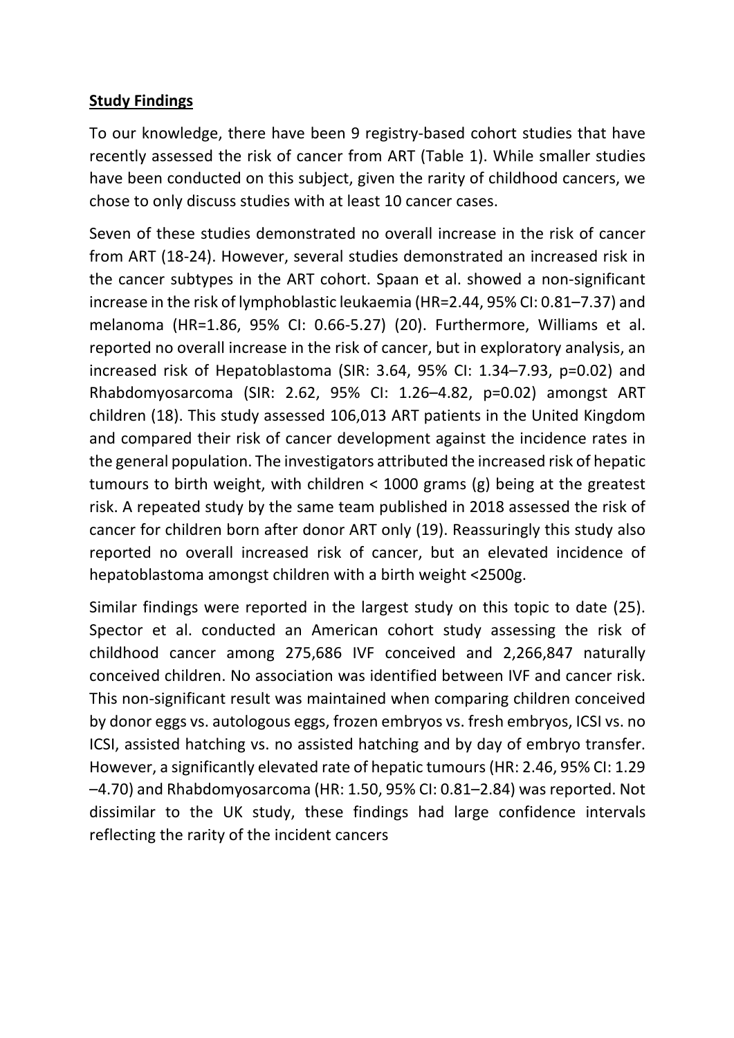**Study Findings**

To our knowledge, there have been 9 registry-based cohort studies that have recently assessed the risk of cancer from ART (Table 1). While smaller studies have been conducted on this subject, given the rarity of childhood cancers, we chose to only discuss studies with at least 10 cancer cases.

Seven of these studies demonstrated no overall increase in the risk of cancer from ART (18-24). However, several studies demonstrated an increased risk in the cancer subtypes in the ART cohort. Spaan et al. showed a non-significant increase in the risk of lymphoblastic leukaemia (HR=2.44, 95% CI: 0.81–7.37) and melanoma (HR=1.86, 95% CI: 0.66-5.27) (20). Furthermore, Williams et al. reported no overall increase in the risk of cancer, but in exploratory analysis, an increased risk of Hepatoblastoma (SIR: 3.64, 95% CI: 1.34–7.93, p=0.02) and Rhabdomyosarcoma (SIR: 2.62, 95% CI: 1.26–4.82, p=0.02) amongst ART children (18). This study assessed 106,013 ART patients in the United Kingdom and compared their risk of cancer development against the incidence rates in the general population. The investigators attributed the increased risk of hepatic tumours to birth weight, with children < 1000 grams (g) being at the greatest risk. A repeated study by the same team published in 2018 assessed the risk of cancer for children born after donor ART only (19). Reassuringly this study also reported no overall increased risk of cancer, but an elevated incidence of hepatoblastoma amongst children with a birth weight <2500g.

Similar findings were reported in the largest study on this topic to date (25). Spector et al. conducted an American cohort study assessing the risk of childhood cancer among 275,686 IVF conceived and 2,266,847 naturally conceived children. No association was identified between IVF and cancer risk. This non-significant result was maintained when comparing children conceived by donor eggs vs. autologous eggs, frozen embryos vs. fresh embryos, ICSI vs. no ICSI, assisted hatching vs. no assisted hatching and by day of embryo transfer. However, a significantly elevated rate of hepatic tumours (HR: 2.46, 95% CI: 1.29 –4.70) and Rhabdomyosarcoma (HR: 1.50, 95% CI: 0.81–2.84) was reported. Not dissimilar to the UK study, these findings had large confidence intervals reflecting the rarity of the incident cancers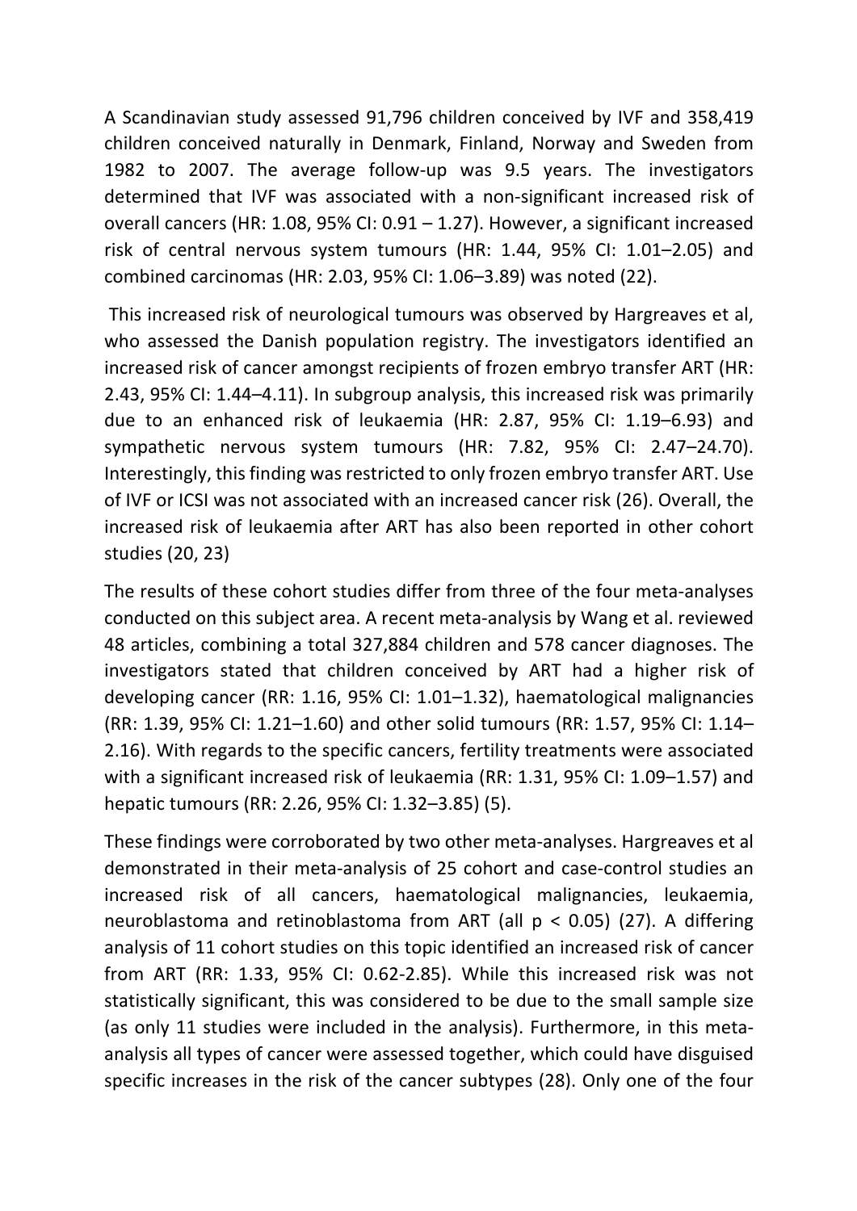A Scandinavian study assessed 91,796 children conceived by IVF and 358,419 children conceived naturally in Denmark, Finland, Norway and Sweden from 1982 to 2007. The average follow-up was 9.5 years. The investigators determined that IVF was associated with a non-significant increased risk of overall cancers (HR: 1.08, 95% CI: 0.91 – 1.27). However, a significant increased risk of central nervous system tumours (HR: 1.44, 95% CI: 1.01–2.05) and combined carcinomas (HR: 2.03, 95% CI: 1.06–3.89) was noted (22).

This increased risk of neurological tumours was observed by Hargreaves et al, who assessed the Danish population registry. The investigators identified an increased risk of cancer amongst recipients of frozen embryo transfer ART (HR: 2.43, 95% CI: 1.44–4.11). In subgroup analysis, this increased risk was primarily due to an enhanced risk of leukaemia (HR: 2.87, 95% CI: 1.19–6.93) and sympathetic nervous system tumours (HR: 7.82, 95% CI: 2.47–24.70). Interestingly, this finding was restricted to only frozen embryo transfer ART. Use of IVF or ICSI was not associated with an increased cancer risk (26). Overall, the increased risk of leukaemia after ART has also been reported in other cohort studies (20, 23)

The results of these cohort studies differ from three of the four meta-analyses conducted on this subject area. A recent meta-analysis by Wang et al. reviewed 48 articles, combining a total 327,884 children and 578 cancer diagnoses. The investigators stated that children conceived by ART had a higher risk of developing cancer (RR: 1.16, 95% CI: 1.01–1.32), haematological malignancies (RR: 1.39, 95% CI: 1.21–1.60) and other solid tumours (RR: 1.57, 95% CI: 1.14–2.16). With regards to the specific cancers, fertility treatments were associated with a significant increased risk of leukaemia (RR: 1.31, 95% CI: 1.09–1.57) and hepatic tumours (RR: 2.26, 95% CI: 1.32–3.85) (5).

These findings were corroborated by two other meta-analyses. Hargreaves et al demonstrated in their meta-analysis of 25 cohort and case-control studies an increased risk of all cancers, haematological malignancies, leukaemia, neuroblastoma and retinoblastoma from ART (all $p < 0.05$) (27). A differing analysis of 11 cohort studies on this topic identified an increased risk of cancer from ART (RR: 1.33, 95% CI: 0.62-2.85). While this increased risk was not statistically significant, this was considered to be due to the small sample size (as only 11 studies were included in the analysis). Furthermore, in this meta-analysis all types of cancer were assessed together, which could have disguised specific increases in the risk of the cancer subtypes (28). Only one of the four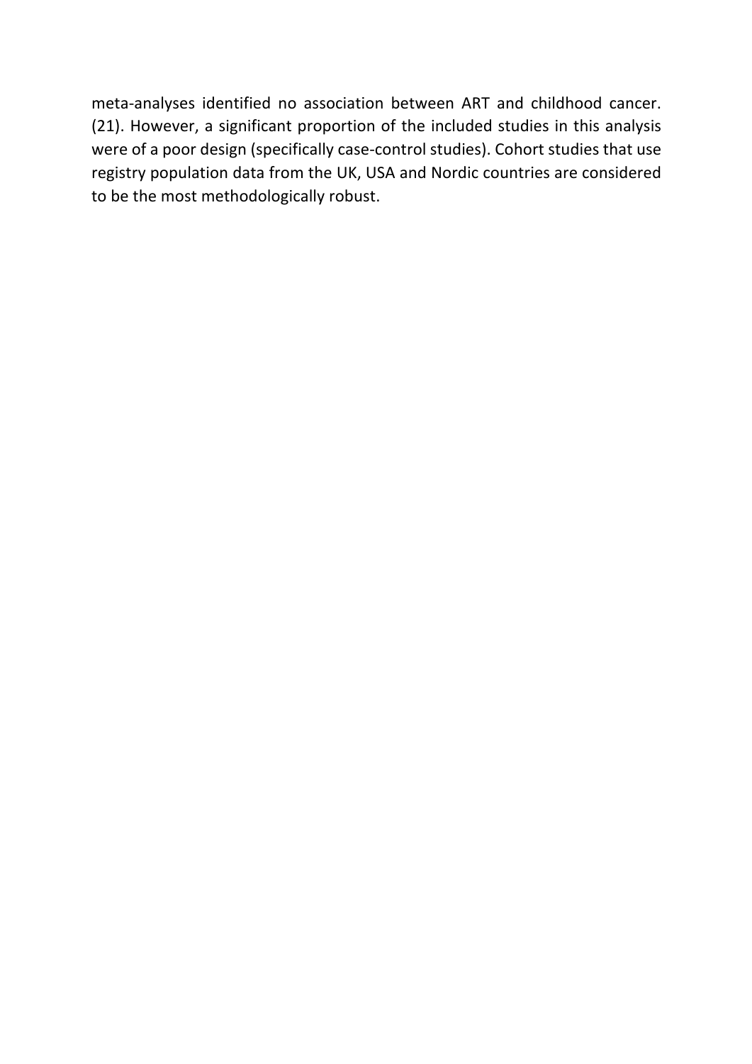meta-analyses identified no association between ART and childhood cancer. (21). However, a significant proportion of the included studies in this analysis were of a poor design (specifically case-control studies). Cohort studies that use registry population data from the UK, USA and Nordic countries are considered to be the most methodologically robust.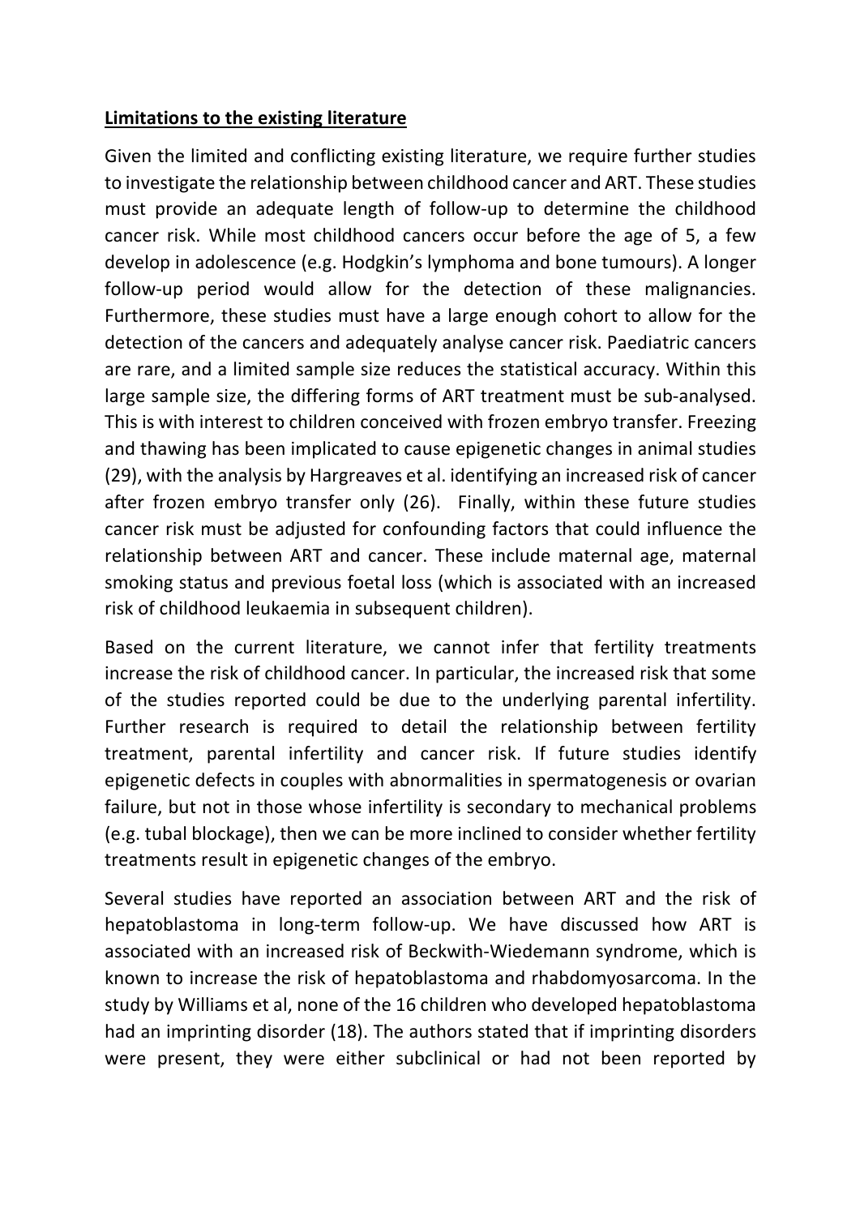**Limitations to the existing literature**

Given the limited and conflicting existing literature, we require further studies to investigate the relationship between childhood cancer and ART. These studies must provide an adequate length of follow-up to determine the childhood cancer risk. While most childhood cancers occur before the age of 5, a few develop in adolescence (e.g. Hodgkin's lymphoma and bone tumours). A longer follow-up period would allow for the detection of these malignancies. Furthermore, these studies must have a large enough cohort to allow for the detection of the cancers and adequately analyse cancer risk. Paediatric cancers are rare, and a limited sample size reduces the statistical accuracy. Within this large sample size, the differing forms of ART treatment must be sub-analysed. This is with interest to children conceived with frozen embryo transfer. Freezing and thawing has been implicated to cause epigenetic changes in animal studies (29), with the analysis by Hargreaves et al. identifying an increased risk of cancer after frozen embryo transfer only (26). Finally, within these future studies cancer risk must be adjusted for confounding factors that could influence the relationship between ART and cancer. These include maternal age, maternal smoking status and previous foetal loss (which is associated with an increased risk of childhood leukaemia in subsequent children).

Based on the current literature, we cannot infer that fertility treatments increase the risk of childhood cancer. In particular, the increased risk that some of the studies reported could be due to the underlying parental infertility. Further research is required to detail the relationship between fertility treatment, parental infertility and cancer risk. If future studies identify epigenetic defects in couples with abnormalities in spermatogenesis or ovarian failure, but not in those whose infertility is secondary to mechanical problems (e.g. tubal blockage), then we can be more inclined to consider whether fertility treatments result in epigenetic changes of the embryo.

Several studies have reported an association between ART and the risk of hepatoblastoma in long-term follow-up. We have discussed how ART is associated with an increased risk of Beckwith-Wiedemann syndrome, which is known to increase the risk of hepatoblastoma and rhabdomyosarcoma. In the study by Williams et al, none of the 16 children who developed hepatoblastoma had an imprinting disorder (18). The authors stated that if imprinting disorders were present, they were either subclinical or had not been reported by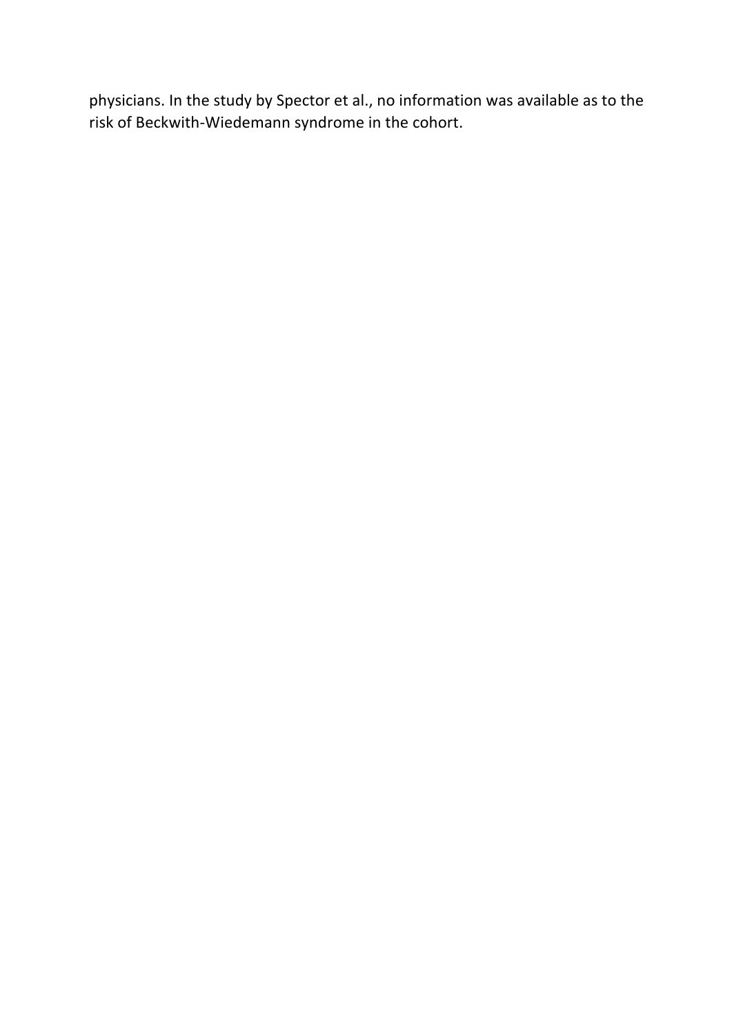physicians. In the study by Spector et al., no information was available as to the risk of Beckwith-Wiedemann syndrome in the cohort.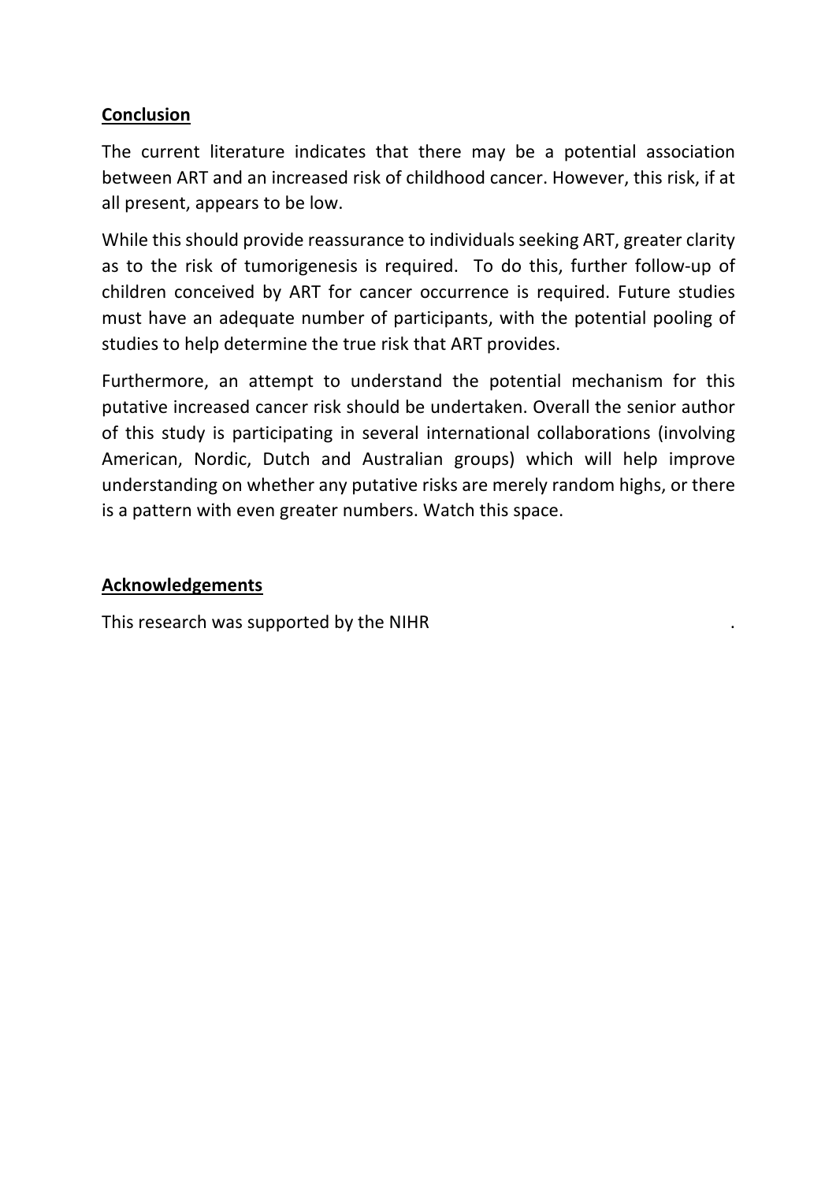## **Conclusion**

The current literature indicates that there may be a potential association between ART and an increased risk of childhood cancer. However, this risk, if at all present, appears to be low.

While this should provide reassurance to individuals seeking ART, greater clarity as to the risk of tumorigenesis is required. To do this, further follow-up of children conceived by ART for cancer occurrence is required. Future studies must have an adequate number of participants, with the potential pooling of studies to help determine the true risk that ART provides.

Furthermore, an attempt to understand the potential mechanism for this putative increased cancer risk should be undertaken. Overall the senior author of this study is participating in several international collaborations (involving American, Nordic, Dutch and Australian groups) which will help improve understanding on whether any putative risks are merely random highs, or there is a pattern with even greater numbers. Watch this space.

## **Acknowledgements**

This research was supported by the NIHR .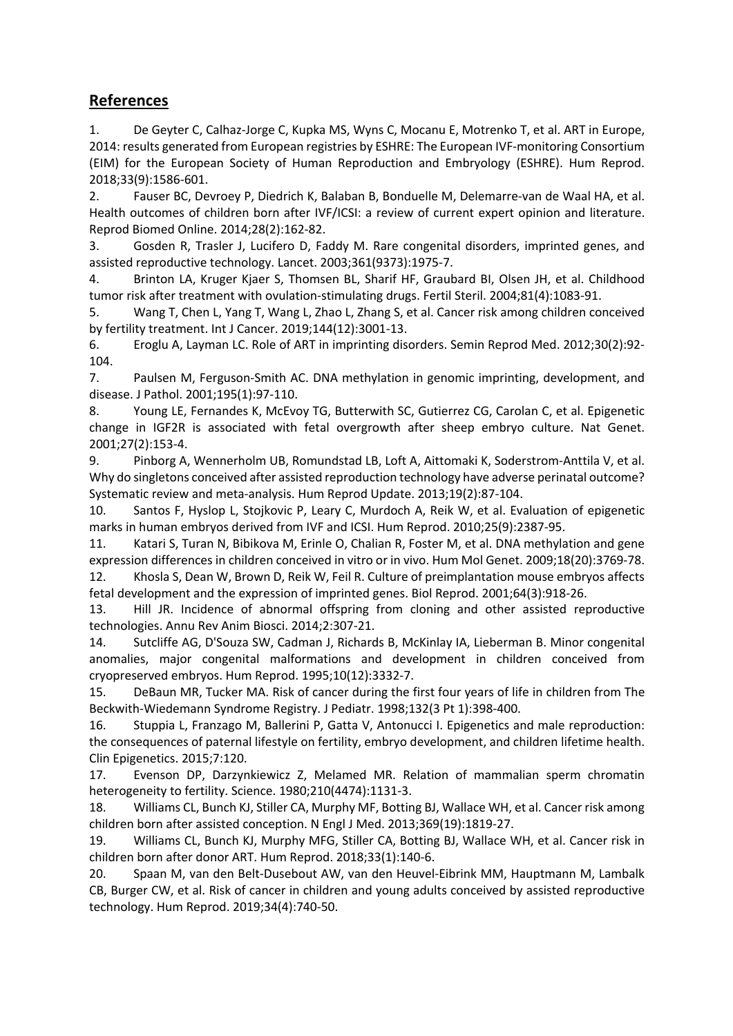## References

1. De Geyter C, Calhaz-Jorge C, Kupka MS, Wyns C, Mocanu E, Motrenko T, et al. ART in Europe, 2014: results generated from European registries by ESHRE: The European IVF-monitoring Consortium (EIM) for the European Society of Human Reproduction and Embryology (ESHRE). Hum Reprod. 2018;33(9):1586-601.
2. Fauser BC, Devroey P, Diedrich K, Balaban B, Bonduelle M, Delemarre-van de Waal HA, et al. Health outcomes of children born after IVF/ICSI: a review of current expert opinion and literature. Reprod Biomed Online. 2014;28(2):162-82.
3. Gosden R, Trasler J, Lucifero D, Faddy M. Rare congenital disorders, imprinted genes, and assisted reproductive technology. Lancet. 2003;361(9373):1975-7.
4. Brinton LA, Kruger Kjaer S, Thomsen BL, Sharif HF, Graubard BI, Olsen JH, et al. Childhood tumor risk after treatment with ovulation-stimulating drugs. Fertil Steril. 2004;81(4):1083-91.
5. Wang T, Chen L, Yang T, Wang L, Zhao L, Zhang S, et al. Cancer risk among children conceived by fertility treatment. Int J Cancer. 2019;144(12):3001-13.
6. Eroglu A, Layman LC. Role of ART in imprinting disorders. Semin Reprod Med. 2012;30(2):92-104.
7. Paulsen M, Ferguson-Smith AC. DNA methylation in genomic imprinting, development, and disease. J Pathol. 2001;195(1):97-110.
8. Young LE, Fernandes K, McEvoy TG, Butterwith SC, Gutierrez CG, Carolan C, et al. Epigenetic change in IGF2R is associated with fetal overgrowth after sheep embryo culture. Nat Genet. 2001;27(2):153-4.
9. Pinborg A, Wennerholm UB, Romundstad LB, Loft A, Aittomaki K, Soderstrom-Anttila V, et al. Why do singletons conceived after assisted reproduction technology have adverse perinatal outcome? Systematic review and meta-analysis. Hum Reprod Update. 2013;19(2):87-104.
10. Santos F, Hyslop L, Stojkovic P, Leary C, Murdoch A, Reik W, et al. Evaluation of epigenetic marks in human embryos derived from IVF and ICSI. Hum Reprod. 2010;25(9):2387-95.
11. Katari S, Turan N, Bibikova M, Erinle O, Chalian R, Foster M, et al. DNA methylation and gene expression differences in children conceived in vitro or in vivo. Hum Mol Genet. 2009;18(20):3769-78.
12. Khosla S, Dean W, Brown D, Reik W, Feil R. Culture of preimplantation mouse embryos affects fetal development and the expression of imprinted genes. Biol Reprod. 2001;64(3):918-26.
13. Hill JR. Incidence of abnormal offspring from cloning and other assisted reproductive technologies. Annu Rev Anim Biosci. 2014;2:307-21.
14. Sutcliffe AG, D'Souza SW, Cadman J, Richards B, McKinlay IA, Lieberman B. Minor congenital anomalies, major congenital malformations and development in children conceived from cryopreserved embryos. Hum Reprod. 1995;10(12):3332-7.
15. DeBaun MR, Tucker MA. Risk of cancer during the first four years of life in children from The Beckwith-Wiedemann Syndrome Registry. J Pediatr. 1998;132(3 Pt 1):398-400.
16. Stuppia L, Franzago M, Ballerini P, Gatta V, Antonucci I. Epigenetics and male reproduction: the consequences of paternal lifestyle on fertility, embryo development, and children lifetime health. Clin Epigenetics. 2015;7:120.
17. Evenson DP, Darzynkiewicz Z, Melamed MR. Relation of mammalian sperm chromatin heterogeneity to fertility. Science. 1980;210(4474):1131-3.
18. Williams CL, Bunch KJ, Stiller CA, Murphy MF, Botting BJ, Wallace WH, et al. Cancer risk among children born after assisted conception. N Engl J Med. 2013;369(19):1819-27.
19. Williams CL, Bunch KJ, Murphy MFG, Stiller CA, Botting BJ, Wallace WH, et al. Cancer risk in children born after donor ART. Hum Reprod. 2018;33(1):140-6.
20. Spaan M, van den Belt-Dusebout AW, van den Heuvel-Eibrink MM, Hauptmann M, Lambalk CB, Burger CW, et al. Risk of cancer in children and young adults conceived by assisted reproductive technology. Hum Reprod. 2019;34(4):740-50.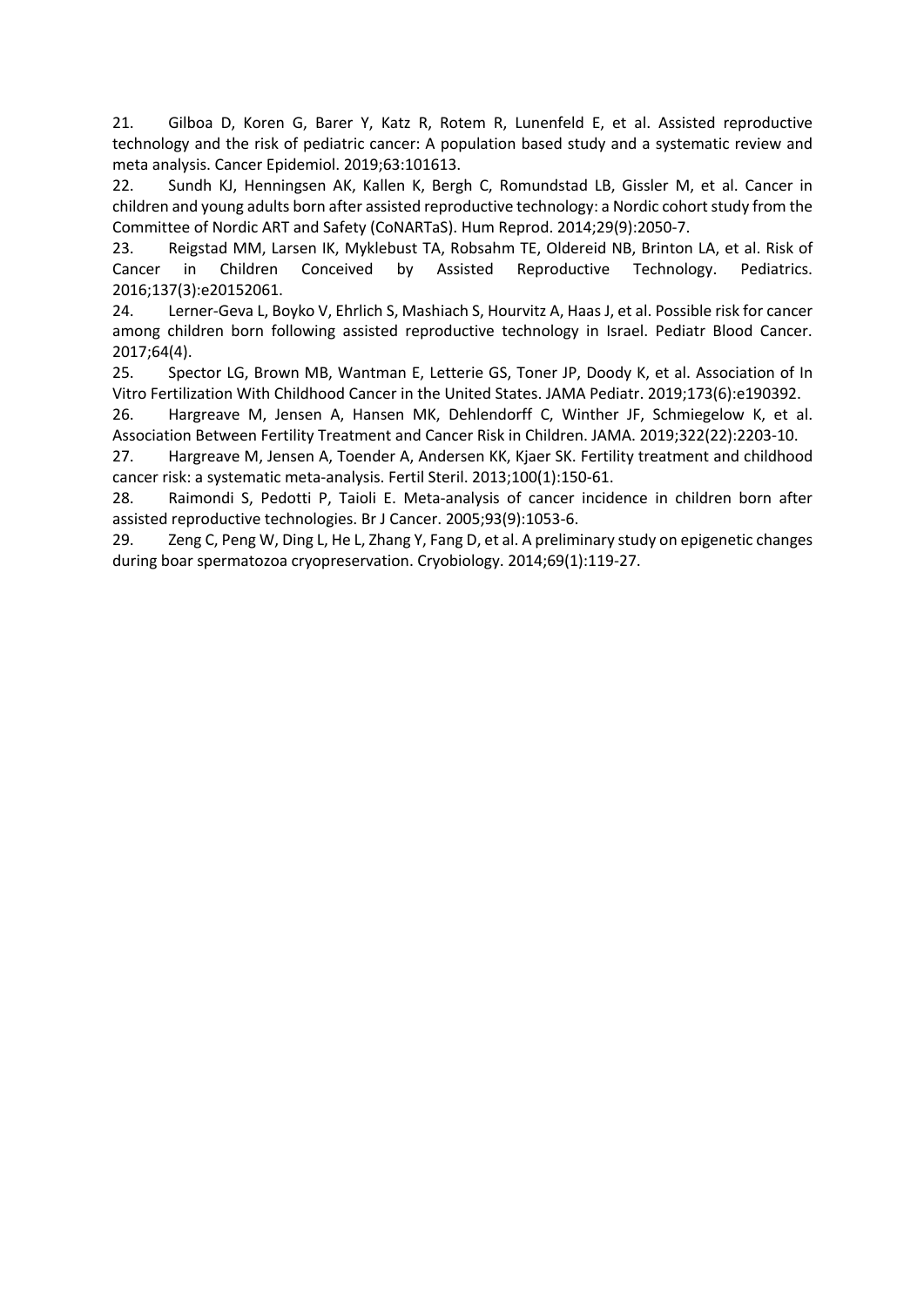21. Gilboa D, Koren G, Barer Y, Katz R, Rotem R, Lunenfeld E, et al. Assisted reproductive technology and the risk of pediatric cancer: A population based study and a systematic review and meta analysis. Cancer Epidemiol. 2019;63:101613.
22. Sundh KJ, Henningsen AK, Kallen K, Bergh C, Romundstad LB, Gissler M, et al. Cancer in children and young adults born after assisted reproductive technology: a Nordic cohort study from the Committee of Nordic ART and Safety (CoNARTaS). Hum Reprod. 2014;29(9):2050-7.
23. Reigstad MM, Larsen IK, Myklebust TA, Robsahm TE, Oldereid NB, Brinton LA, et al. Risk of Cancer in Children Conceived by Assisted Reproductive Technology. Pediatrics. 2016;137(3):e20152061.
24. Lerner-Geva L, Boyko V, Ehrlich S, Mashiach S, Hourvitz A, Haas J, et al. Possible risk for cancer among children born following assisted reproductive technology in Israel. Pediatr Blood Cancer. 2017;64(4).
25. Spector LG, Brown MB, Wantman E, Letterie GS, Toner JP, Doody K, et al. Association of In Vitro Fertilization With Childhood Cancer in the United States. JAMA Pediatr. 2019;173(6):e190392.
26. Hargreave M, Jensen A, Hansen MK, Dehlendorff C, Winther JF, Schmiegelow K, et al. Association Between Fertility Treatment and Cancer Risk in Children. JAMA. 2019;322(22):2203-10.
27. Hargreave M, Jensen A, Toender A, Andersen KK, Kjaer SK. Fertility treatment and childhood cancer risk: a systematic meta-analysis. Fertil Steril. 2013;100(1):150-61.
28. Raimondi S, Pedotti P, Taioli E. Meta-analysis of cancer incidence in children born after assisted reproductive technologies. Br J Cancer. 2005;93(9):1053-6.
29. Zeng C, Peng W, Ding L, He L, Zhang Y, Fang D, et al. A preliminary study on epigenetic changes during boar spermatozoa cryopreservation. Cryobiology. 2014;69(1):119-27.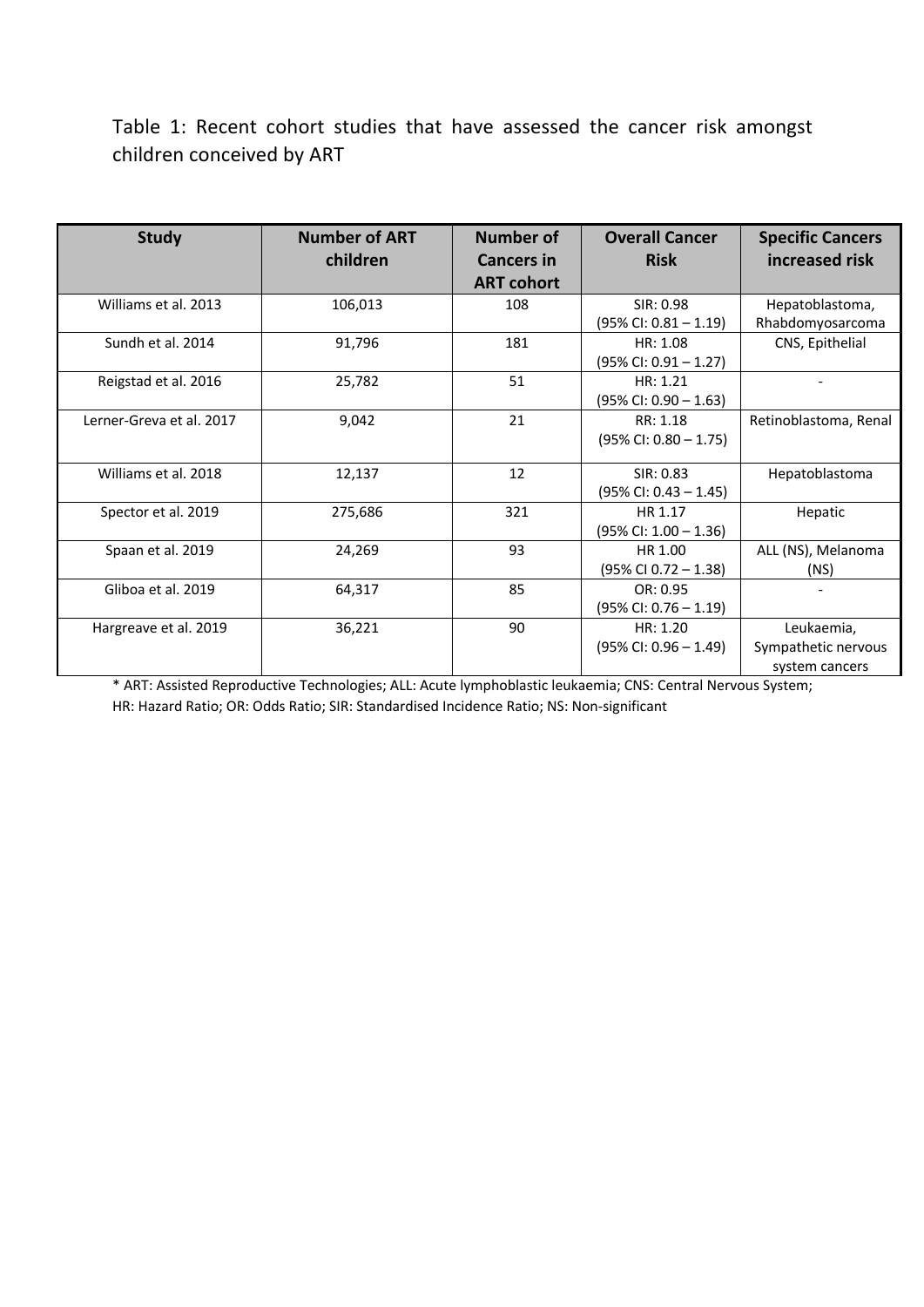Table 1: Recent cohort studies that have assessed the cancer risk amongst children conceived by ART

| Study | Number of ART children | Number of Cancers in ART cohort | Overall Cancer Risk | Specific Cancers increased risk |
|---|---|---|---|---|
| Williams et al. 2013 | 106,013 | 108 | SIR: 0.98 (95% CI: 0.81 – 1.19) | Hepatoblastoma, Rhabdomyosarcoma |
| Sundh et al. 2014 | 91,796 | 181 | HR: 1.08 (95% CI: 0.91 – 1.27) | CNS, Epithelial |
| Reigstad et al. 2016 | 25,782 | 51 | HR: 1.21 (95% CI: 0.90 – 1.63) | - |
| Lerner-Greva et al. 2017 | 9,042 | 21 | RR: 1.18 (95% CI: 0.80 – 1.75) | Retinoblastoma, Renal |
| Williams et al. 2018 | 12,137 | 12 | SIR: 0.83 (95% CI: 0.43 – 1.45) | Hepatoblastoma |
| Spector et al. 2019 | 275,686 | 321 | HR 1.17 (95% CI: 1.00 – 1.36) | Hepatic |
| Spaan et al. 2019 | 24,269 | 93 | HR 1.00 (95% CI 0.72 – 1.38) | ALL (NS), Melanoma (NS) |
| Gliboa et al. 2019 | 64,317 | 85 | OR: 0.95 (95% CI: 0.76 – 1.19) | - |
| Hargreave et al. 2019 | 36,221 | 90 | HR: 1.20 (95% CI: 0.96 – 1.49) | Leukaemia, Sympathetic nervous system cancers |

* ART: Assisted Reproductive Technologies; ALL: Acute lymphoblastic leukaemia; CNS: Central Nervous System; HR: Hazard Ratio; OR: Odds Ratio; SIR: Standardised Incidence Ratio; NS: Non-significant